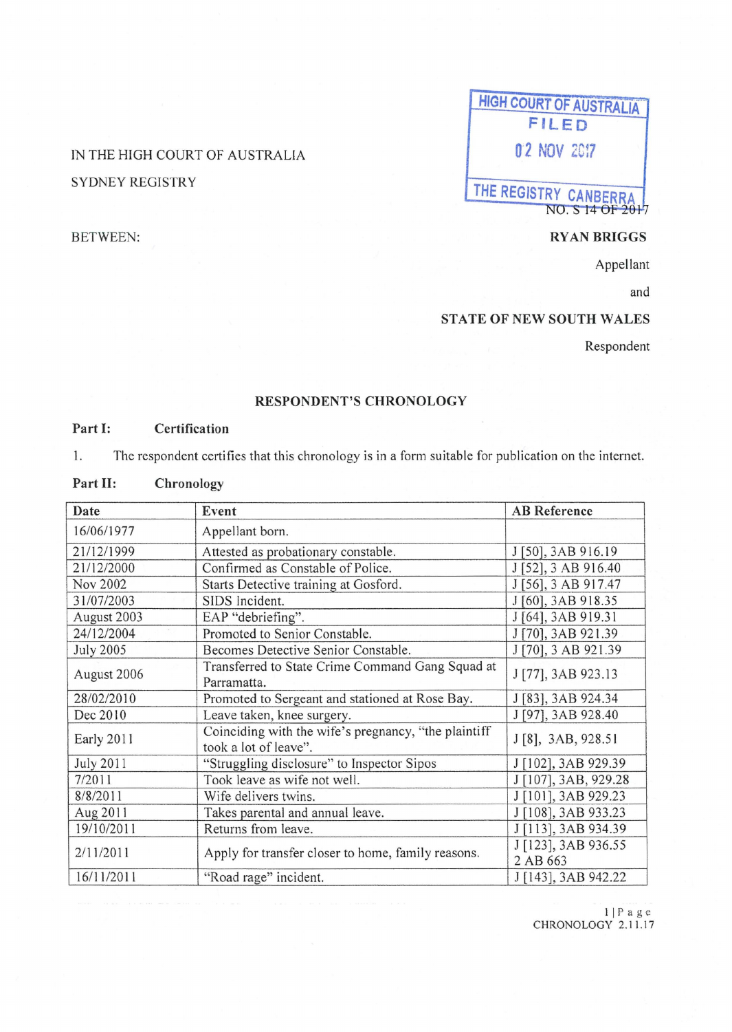IN THE HIGH COURT OF AUSTRALIA

SYDNEY REGISTRY

HIGH COURT OF AUSTRALIA
FILED
02 NOV 2017
THE REGISTRY CANBERRA

NO. S 14 OF 2017

BETWEEN:

**RYAN BRIGGS**

Appellant

and

**STATE OF NEW SOUTH WALES**

Respondent

## RESPONDENT'S CHRONOLOGY

**Part I: Certification**

1. The respondent certifies that this chronology is in a form suitable for publication on the internet.

**Part II: Chronology**

| Date | Event | AB Reference |
|---|---|---|
| 16/06/1977 | Appellant born. | |
| 21/12/1999 | Attested as probationary constable. | J [50], 3AB 916.19 |
| 21/12/2000 | Confirmed as Constable of Police. | J [52], 3 AB 916.40 |
| Nov 2002 | Starts Detective training at Gosford. | J [56], 3 AB 917.47 |
| 31/07/2003 | SIDS Incident. | J [60], 3AB 918.35 |
| August 2003 | EAP "debriefing". | J [64], 3AB 919.31 |
| 24/12/2004 | Promoted to Senior Constable. | J [70], 3AB 921.39 |
| July 2005 | Becomes Detective Senior Constable. | J [70], 3 AB 921.39 |
| August 2006 | Transferred to State Crime Command Gang Squad at Parramatta. | J [77], 3AB 923.13 |
| 28/02/2010 | Promoted to Sergeant and stationed at Rose Bay. | J [83], 3AB 924.34 |
| Dec 2010 | Leave taken, knee surgery. | J [97], 3AB 928.40 |
| Early 2011 | Coinciding with the wife's pregnancy, "the plaintiff took a lot of leave". | J [8], 3AB, 928.51 |
| July 2011 | "Struggling disclosure" to Inspector Sipos | J [102], 3AB 929.39 |
| 7/2011 | Took leave as wife not well. | J [107], 3AB, 929.28 |
| 8/8/2011 | Wife delivers twins. | J [101], 3AB 929.23 |
| Aug 2011 | Takes parental and annual leave. | J [108], 3AB 933.23 |
| 19/10/2011 | Returns from leave. | J [113], 3AB 934.39 |
| 2/11/2011 | Apply for transfer closer to home, family reasons. | J [123], 3AB 936.55<br>2 AB 663 |
| 16/11/2011 | "Road rage" incident. | J [143], 3AB 942.22 |

CHRONOLOGY 2.11.17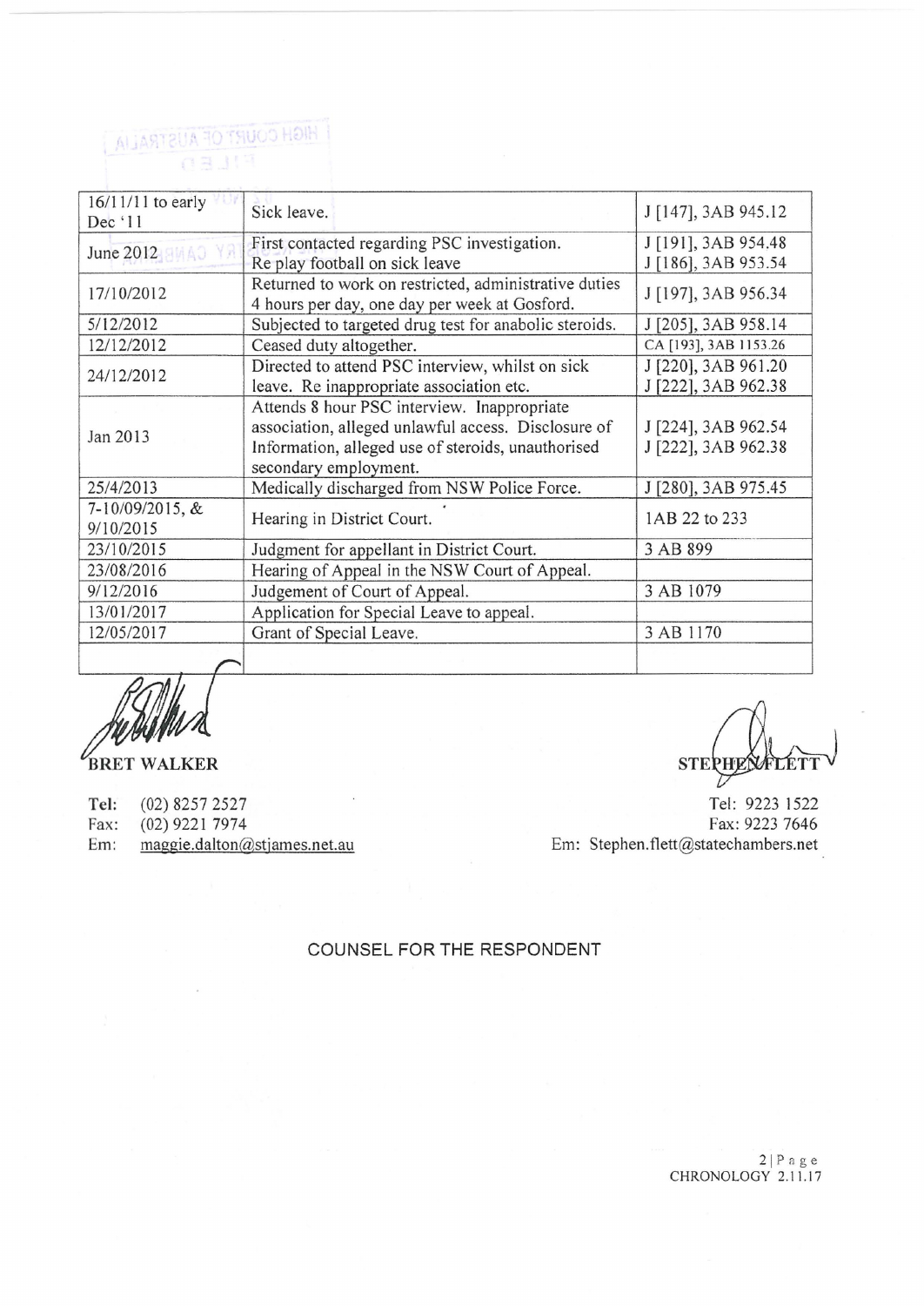| | | |
|---|---|---|
| 16/11/11 to early Dec '11 | Sick leave. | J [147], 3AB 945.12 |
| June 2012 | First contacted regarding PSC investigation.<br>Re play football on sick leave | J [191], 3AB 954.48<br>J [186], 3AB 953.54 |
| 17/10/2012 | Returned to work on restricted, administrative duties 4 hours per day, one day per week at Gosford. | J [197], 3AB 956.34 |
| 5/12/2012 | Subjected to targeted drug test for anabolic steroids. | J [205], 3AB 958.14 |
| 12/12/2012 | Ceased duty altogether. | CA [193], 3AB 1153.26 |
| 24/12/2012 | Directed to attend PSC interview, whilst on sick leave. Re inappropriate association etc. | J [220], 3AB 961.20<br>J [222], 3AB 962.38 |
| Jan 2013 | Attends 8 hour PSC interview. Inappropriate association, alleged unlawful access. Disclosure of Information, alleged use of steroids, unauthorised secondary employment. | J [224], 3AB 962.54<br>J [222], 3AB 962.38 |
| 25/4/2013 | Medically discharged from NSW Police Force. | J [280], 3AB 975.45 |
| 7-10/09/2015, & 9/10/2015 | Hearing in District Court. | 1AB 22 to 233 |
| 23/10/2015 | Judgment for appellant in District Court. | 3 AB 899 |
| 23/08/2016 | Hearing of Appeal in the NSW Court of Appeal. | |
| 9/12/2016 | Judgement of Court of Appeal. | 3 AB 1079 |
| 13/01/2017 | Application for Special Leave to appeal. | |
| 12/05/2017 | Grant of Special Leave. | 3 AB 1170 |
| | | |

**BRET WALKER**

Tel: (02) 8257 2527
Fax: (02) 9221 7974
Em: maggie.dalton@stjames.net.au

**STEPHEN FLETT**

Tel: 9223 1522
Fax: 9223 7646
Em: Stephen.flett@statechambers.net

COUNSEL FOR THE RESPONDENT